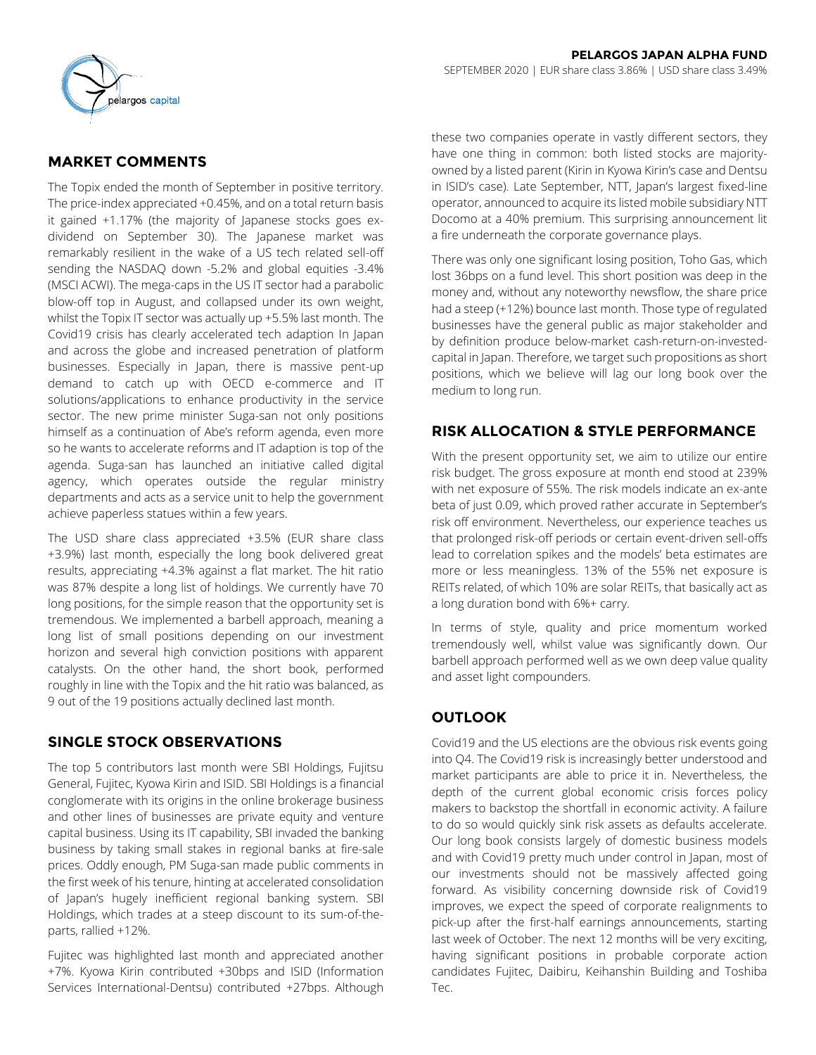**PELARGOS JAPAN ALPHA FUND**

SEPTEMBER 2020 | EUR share class 3.86% | USD share class 3.49%

## MARKET COMMENTS

The Topix ended the month of September in positive territory. The price-index appreciated +0.45%, and on a total return basis it gained +1.17% (the majority of Japanese stocks goes ex-dividend on September 30). The Japanese market was remarkably resilient in the wake of a US tech related sell-off sending the NASDAQ down -5.2% and global equities -3.4% (MSCI ACWI). The mega-caps in the US IT sector had a parabolic blow-off top in August, and collapsed under its own weight, whilst the Topix IT sector was actually up +5.5% last month. The Covid19 crisis has clearly accelerated tech adaption In Japan and across the globe and increased penetration of platform businesses. Especially in Japan, there is massive pent-up demand to catch up with OECD e-commerce and IT solutions/applications to enhance productivity in the service sector. The new prime minister Suga-san not only positions himself as a continuation of Abe's reform agenda, even more so he wants to accelerate reforms and IT adaption is top of the agenda. Suga-san has launched an initiative called digital agency, which operates outside the regular ministry departments and acts as a service unit to help the government achieve paperless statues within a few years.

The USD share class appreciated +3.5% (EUR share class +3.9%) last month, especially the long book delivered great results, appreciating +4.3% against a flat market. The hit ratio was 87% despite a long list of holdings. We currently have 70 long positions, for the simple reason that the opportunity set is tremendous. We implemented a barbell approach, meaning a long list of small positions depending on our investment horizon and several high conviction positions with apparent catalysts. On the other hand, the short book, performed roughly in line with the Topix and the hit ratio was balanced, as 9 out of the 19 positions actually declined last month.

## SINGLE STOCK OBSERVATIONS

The top 5 contributors last month were SBI Holdings, Fujitsu General, Fujitec, Kyowa Kirin and ISID. SBI Holdings is a financial conglomerate with its origins in the online brokerage business and other lines of businesses are private equity and venture capital business. Using its IT capability, SBI invaded the banking business by taking small stakes in regional banks at fire-sale prices. Oddly enough, PM Suga-san made public comments in the first week of his tenure, hinting at accelerated consolidation of Japan's hugely inefficient regional banking system. SBI Holdings, which trades at a steep discount to its sum-of-the-parts, rallied +12%.

Fujitec was highlighted last month and appreciated another +7%. Kyowa Kirin contributed +30bps and ISID (Information Services International-Dentsu) contributed +27bps. Although these two companies operate in vastly different sectors, they have one thing in common: both listed stocks are majority-owned by a listed parent (Kirin in Kyowa Kirin's case and Dentsu in ISID's case). Late September, NTT, Japan's largest fixed-line operator, announced to acquire its listed mobile subsidiary NTT Docomo at a 40% premium. This surprising announcement lit a fire underneath the corporate governance plays.

There was only one significant losing position, Toho Gas, which lost 36bps on a fund level. This short position was deep in the money and, without any noteworthy newsflow, the share price had a steep (+12%) bounce last month. Those type of regulated businesses have the general public as major stakeholder and by definition produce below-market cash-return-on-invested-capital in Japan. Therefore, we target such propositions as short positions, which we believe will lag our long book over the medium to long run.

## RISK ALLOCATION & STYLE PERFORMANCE

With the present opportunity set, we aim to utilize our entire risk budget. The gross exposure at month end stood at 239% with net exposure of 55%. The risk models indicate an ex-ante beta of just 0.09, which proved rather accurate in September's risk off environment. Nevertheless, our experience teaches us that prolonged risk-off periods or certain event-driven sell-offs lead to correlation spikes and the models' beta estimates are more or less meaningless. 13% of the 55% net exposure is REITs related, of which 10% are solar REITs, that basically act as a long duration bond with 6%+ carry.

In terms of style, quality and price momentum worked tremendously well, whilst value was significantly down. Our barbell approach performed well as we own deep value quality and asset light compounders.

## OUTLOOK

Covid19 and the US elections are the obvious risk events going into Q4. The Covid19 risk is increasingly better understood and market participants are able to price it in. Nevertheless, the depth of the current global economic crisis forces policy makers to backstop the shortfall in economic activity. A failure to do so would quickly sink risk assets as defaults accelerate. Our long book consists largely of domestic business models and with Covid19 pretty much under control in Japan, most of our investments should not be massively affected going forward. As visibility concerning downside risk of Covid19 improves, we expect the speed of corporate realignments to pick-up after the first-half earnings announcements, starting last week of October. The next 12 months will be very exciting, having significant positions in probable corporate action candidates Fujitec, Daibiru, Keihanshin Building and Toshiba Tec.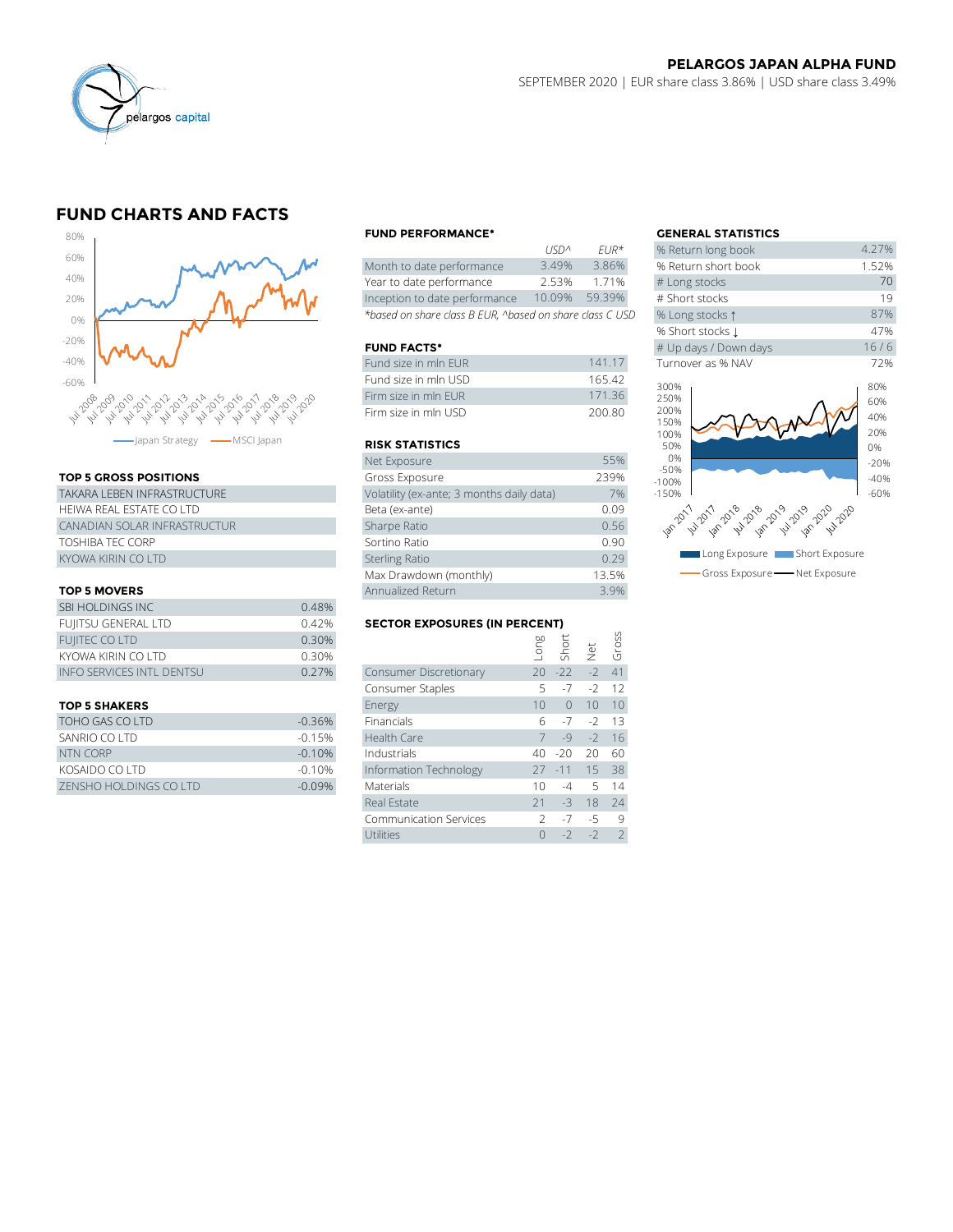## PELARGOS JAPAN ALPHA FUND

SEPTEMBER 2020 | EUR share class 3.86% | USD share class 3.49%

## FUND CHARTS AND FACTS

Japan Strategy | MSCI Japan

### TOP 5 GROSS POSITIONS

| |
|---|
| TAKARA LEBEN INFRASTRUCTURE |
| HEIWA REAL ESTATE CO LTD |
| CANADIAN SOLAR INFRASTRUCTUR |
| TOSHIBA TEC CORP |
| KYOWA KIRIN CO LTD |

### TOP 5 MOVERS

| | |
|---|---|
| SBI HOLDINGS INC | 0.48% |
| FUJITSU GENERAL LTD | 0.42% |
| FUJITEC CO LTD | 0.30% |
| KYOWA KIRIN CO LTD | 0.30% |
| INFO SERVICES INTL DENTSU | 0.27% |

### TOP 5 SHAKERS

| | |
|---|---|
| TOHO GAS CO LTD | -0.36% |
| SANRIO CO LTD | -0.15% |
| NTN CORP | -0.10% |
| KOSAIDO CO LTD | -0.10% |
| ZENSHO HOLDINGS CO LTD | -0.09% |

### FUND PERFORMANCE*

| | USD^ | EUR* |
|---|---|---|
| Month to date performance | 3.49% | 3.86% |
| Year to date performance | 2.53% | 1.71% |
| Inception to date performance | 10.09% | 59.39% |

*based on share class B EUR, ^based on share class C USD

### FUND FACTS*

| | |
|---|---|
| Fund size in mln EUR | 141.17 |
| Fund size in mln USD | 165.42 |
| Firm size in mln EUR | 171.36 |
| Firm size in mln USD | 200.80 |

### RISK STATISTICS

| | |
|---|---|
| Net Exposure | 55% |
| Gross Exposure | 239% |
| Volatility (ex-ante; 3 months daily data) | 7% |
| Beta (ex-ante) | 0.09 |
| Sharpe Ratio | 0.56 |
| Sortino Ratio | 0.90 |
| Sterling Ratio | 0.29 |
| Max Drawdown (monthly) | 13.5% |
| Annualized Return | 3.9% |

### SECTOR EXPOSURES (IN PERCENT)

| | Long | Short | Net | Gross |
|---|---|---|---|---|
| Consumer Discretionary | 20 | -22 | -2 | 41 |
| Consumer Staples | 5 | -7 | -2 | 12 |
| Energy | 10 | 0 | 10 | 10 |
| Financials | 6 | -7 | -2 | 13 |
| Health Care | 7 | -9 | -2 | 16 |
| Industrials | 40 | -20 | 20 | 60 |
| Information Technology | 27 | -11 | 15 | 38 |
| Materials | 10 | -4 | 5 | 14 |
| Real Estate | 21 | -3 | 18 | 24 |
| Communication Services | 2 | -7 | -5 | 9 |
| Utilities | 0 | -2 | -2 | 2 |

### GENERAL STATISTICS

| | |
|---|---|
| % Return long book | 4.27% |
| % Return short book | 1.52% |
| # Long stocks | 70 |
| # Short stocks | 19 |
| % Long stocks ↑ | 87% |
| % Short stocks ↓ | 47% |
| # Up days / Down days | 16 / 6 |
| Turnover as % NAV | 72% |

Long Exposure | Short Exposure | Gross Exposure | Net Exposure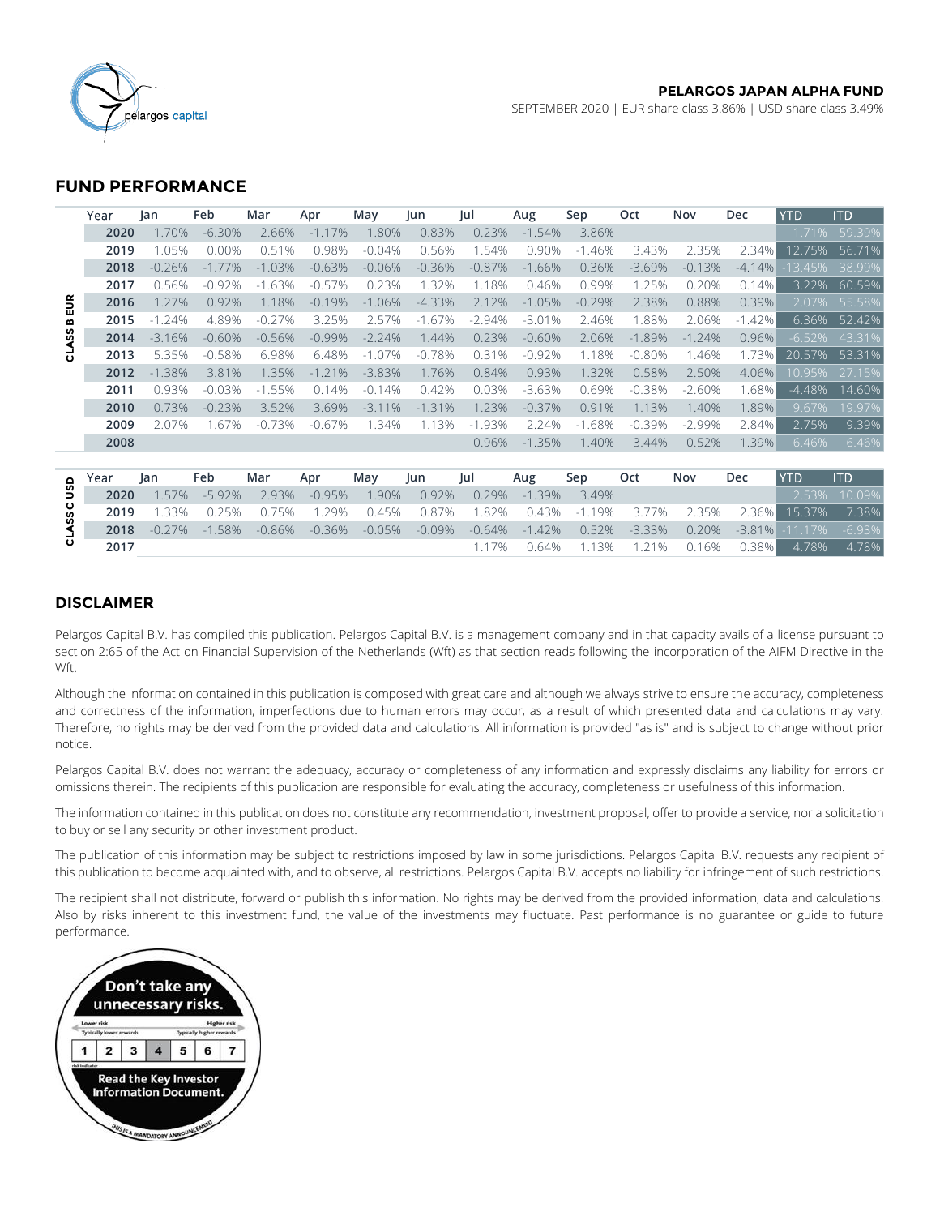**PELARGOS JAPAN ALPHA FUND**

SEPTEMBER 2020 | EUR share class 3.86% | USD share class 3.49%

## FUND PERFORMANCE

**CLASS B EUR**

| Year | Jan | Feb | Mar | Apr | May | Jun | Jul | Aug | Sep | Oct | Nov | Dec | YTD | ITD |
|---|---|---|---|---|---|---|---|---|---|---|---|---|---|---|
| 2020 | 1.70% | -6.30% | 2.66% | -1.17% | 1.80% | 0.83% | 0.23% | -1.54% | 3.86% | | | | 1.71% | 59.39% |
| 2019 | 1.05% | 0.00% | 0.51% | 0.98% | -0.04% | 0.56% | 1.54% | 0.90% | -1.46% | 3.43% | 2.35% | 2.34% | 12.75% | 56.71% |
| 2018 | -0.26% | -1.77% | -1.03% | -0.63% | -0.06% | -0.36% | -0.87% | -1.66% | 0.36% | -3.69% | -0.13% | -4.14% | -13.45% | 38.99% |
| 2017 | 0.56% | -0.92% | -1.63% | -0.57% | 0.23% | 1.32% | 1.18% | 0.46% | 0.99% | 1.25% | 0.20% | 0.14% | 3.22% | 60.59% |
| 2016 | 1.27% | 0.92% | 1.18% | -0.19% | -1.06% | -4.33% | 2.12% | -1.05% | -0.29% | 2.38% | 0.88% | 0.39% | 2.07% | 55.58% |
| 2015 | -1.24% | 4.89% | -0.27% | 3.25% | 2.57% | -1.67% | -2.94% | -3.01% | 2.46% | 1.88% | 2.06% | -1.42% | 6.36% | 52.42% |
| 2014 | -3.16% | -0.60% | -0.56% | -0.99% | -2.24% | 1.44% | 0.23% | -0.60% | 2.06% | -1.89% | -1.24% | 0.96% | -6.52% | 43.31% |
| 2013 | 5.35% | -0.58% | 6.98% | 6.48% | -1.07% | -0.78% | 0.31% | -0.92% | 1.18% | -0.80% | 1.46% | 1.73% | 20.57% | 53.31% |
| 2012 | -1.38% | 3.81% | 1.35% | -1.21% | -3.83% | 1.76% | 0.84% | 0.93% | 1.32% | 0.58% | 2.50% | 4.06% | 10.95% | 27.15% |
| 2011 | 0.93% | -0.03% | -1.55% | 0.14% | -0.14% | 0.42% | 0.03% | -3.63% | 0.69% | -0.38% | -2.60% | 1.68% | -4.48% | 14.60% |
| 2010 | 0.73% | -0.23% | 3.52% | 3.69% | -3.11% | -1.31% | 1.23% | -0.37% | 0.91% | 1.13% | 1.40% | 1.89% | 9.67% | 19.97% |
| 2009 | 2.07% | 1.67% | -0.73% | -0.67% | 1.34% | 1.13% | -1.93% | 2.24% | -1.68% | -0.39% | -2.99% | 2.84% | 2.75% | 9.39% |
| 2008 | | | | | | | 0.96% | -1.35% | 1.40% | 3.44% | 0.52% | 1.39% | 6.46% | 6.46% |

**CLASS C USD**

| Year | Jan | Feb | Mar | Apr | May | Jun | Jul | Aug | Sep | Oct | Nov | Dec | YTD | ITD |
|---|---|---|---|---|---|---|---|---|---|---|---|---|---|---|
| 2020 | 1.57% | -5.92% | 2.93% | -0.95% | 1.90% | 0.92% | 0.29% | -1.39% | 3.49% | | | | 2.53% | 10.09% |
| 2019 | 1.33% | 0.25% | 0.75% | 1.29% | 0.45% | 0.87% | 1.82% | 0.43% | -1.19% | 3.77% | 2.35% | 2.36% | 15.37% | 7.38% |
| 2018 | -0.27% | -1.58% | -0.86% | -0.36% | -0.05% | -0.09% | -0.64% | -1.42% | 0.52% | -3.33% | 0.20% | -3.81% | -11.17% | -6.93% |
| 2017 | | | | | | | 1.17% | 0.64% | 1.13% | 1.21% | 0.16% | 0.38% | 4.78% | 4.78% |

## DISCLAIMER

Pelargos Capital B.V. has compiled this publication. Pelargos Capital B.V. is a management company and in that capacity avails of a license pursuant to section 2:65 of the Act on Financial Supervision of the Netherlands (Wft) as that section reads following the incorporation of the AIFM Directive in the Wft.

Although the information contained in this publication is composed with great care and although we always strive to ensure the accuracy, completeness and correctness of the information, imperfections due to human errors may occur, as a result of which presented data and calculations may vary. Therefore, no rights may be derived from the provided data and calculations. All information is provided "as is" and is subject to change without prior notice.

Pelargos Capital B.V. does not warrant the adequacy, accuracy or completeness of any information and expressly disclaims any liability for errors or omissions therein. The recipients of this publication are responsible for evaluating the accuracy, completeness or usefulness of this information.

The information contained in this publication does not constitute any recommendation, investment proposal, offer to provide a service, nor a solicitation to buy or sell any security or other investment product.

The publication of this information may be subject to restrictions imposed by law in some jurisdictions. Pelargos Capital B.V. requests any recipient of this publication to become acquainted with, and to observe, all restrictions. Pelargos Capital B.V. accepts no liability for infringement of such restrictions.

The recipient shall not distribute, forward or publish this information. No rights may be derived from the provided information, data and calculations. Also by risks inherent to this investment fund, the value of the investments may fluctuate. Past performance is no guarantee or guide to future performance.

Don't take any unnecessary risks.

Lower risk — Higher risk

Typically lower rewards — Typically higher rewards

1 2 3 4 5 6 7

Read the Key Investor Information Document.

THIS IS A MANDATORY ANNOUNCEMENT